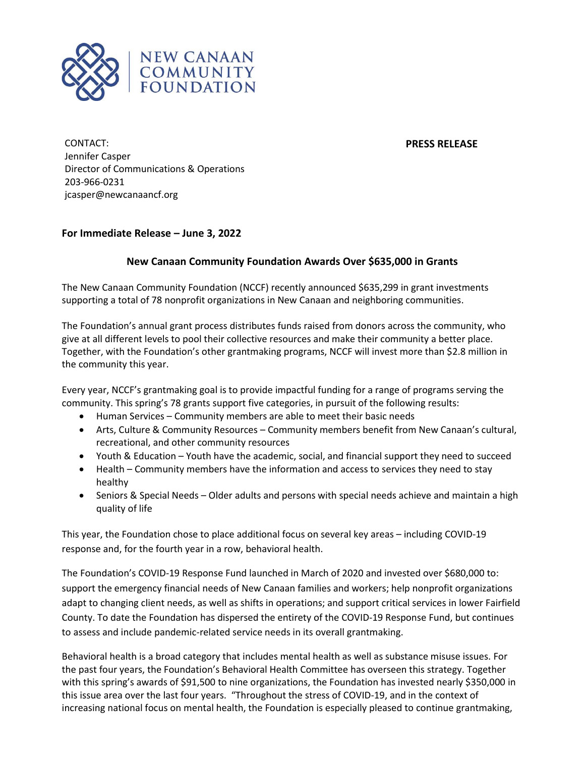NEW CANAAN COMMUNITY FOUNDATION

CONTACT:
Jennifer Casper
Director of Communications & Operations
203-966-0231
jcasper@newcanaancf.org

**PRESS RELEASE**

**For Immediate Release – June 3, 2022**

## New Canaan Community Foundation Awards Over $635,000 in Grants

The New Canaan Community Foundation (NCCF) recently announced $635,299 in grant investments supporting a total of 78 nonprofit organizations in New Canaan and neighboring communities.

The Foundation's annual grant process distributes funds raised from donors across the community, who give at all different levels to pool their collective resources and make their community a better place. Together, with the Foundation's other grantmaking programs, NCCF will invest more than $2.8 million in the community this year.

Every year, NCCF's grantmaking goal is to provide impactful funding for a range of programs serving the community. This spring's 78 grants support five categories, in pursuit of the following results:

- Human Services – Community members are able to meet their basic needs
- Arts, Culture & Community Resources – Community members benefit from New Canaan's cultural, recreational, and other community resources
- Youth & Education – Youth have the academic, social, and financial support they need to succeed
- Health – Community members have the information and access to services they need to stay healthy
- Seniors & Special Needs – Older adults and persons with special needs achieve and maintain a high quality of life

This year, the Foundation chose to place additional focus on several key areas – including COVID-19 response and, for the fourth year in a row, behavioral health.

The Foundation's COVID-19 Response Fund launched in March of 2020 and invested over $680,000 to: support the emergency financial needs of New Canaan families and workers; help nonprofit organizations adapt to changing client needs, as well as shifts in operations; and support critical services in lower Fairfield County. To date the Foundation has dispersed the entirety of the COVID-19 Response Fund, but continues to assess and include pandemic-related service needs in its overall grantmaking.

Behavioral health is a broad category that includes mental health as well as substance misuse issues. For the past four years, the Foundation's Behavioral Health Committee has overseen this strategy. Together with this spring's awards of $91,500 to nine organizations, the Foundation has invested nearly $350,000 in this issue area over the last four years. "Throughout the stress of COVID-19, and in the context of increasing national focus on mental health, the Foundation is especially pleased to continue grantmaking,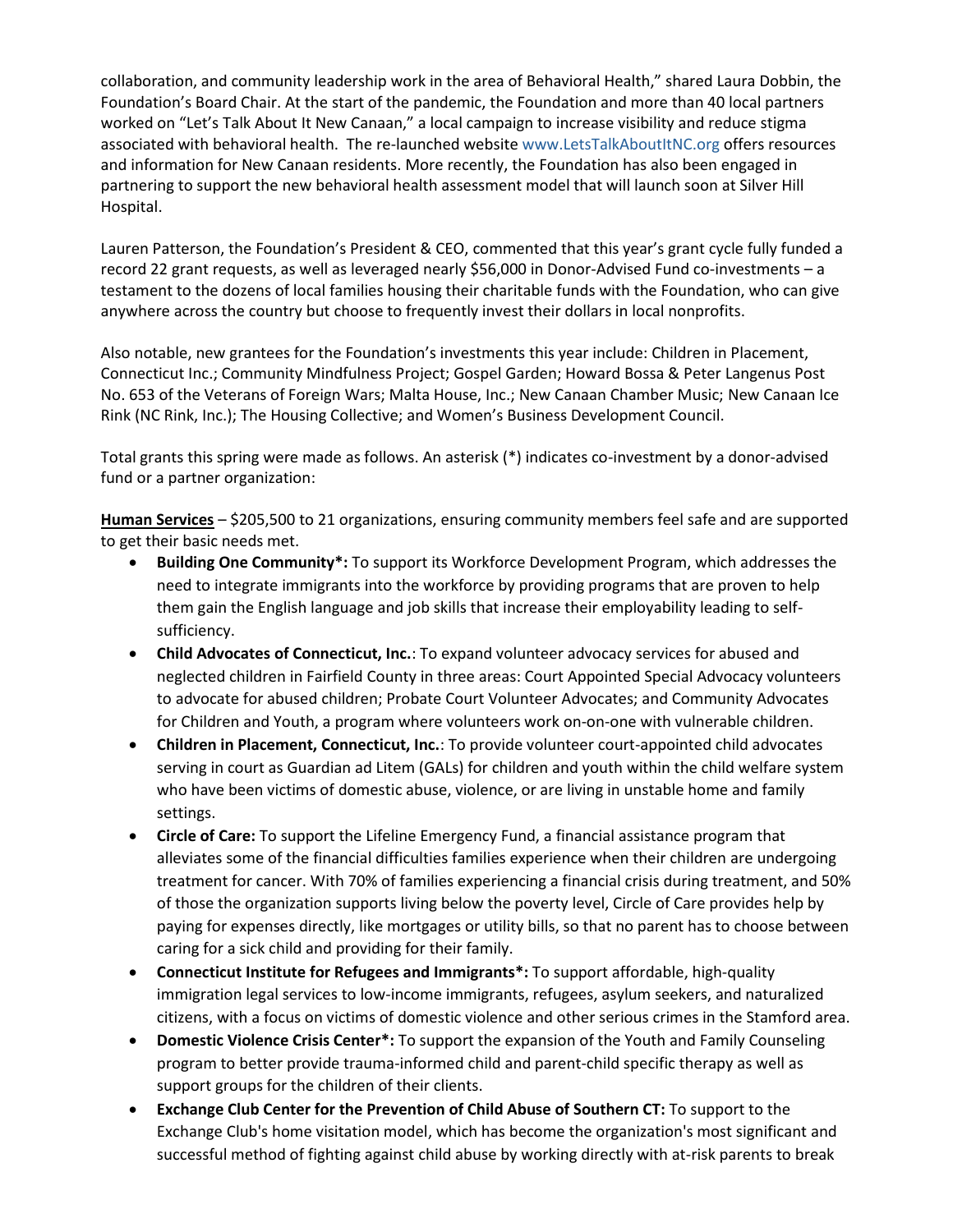collaboration, and community leadership work in the area of Behavioral Health," shared Laura Dobbin, the Foundation's Board Chair. At the start of the pandemic, the Foundation and more than 40 local partners worked on "Let's Talk About It New Canaan," a local campaign to increase visibility and reduce stigma associated with behavioral health. The re-launched website www.LetsTalkAboutItNC.org offers resources and information for New Canaan residents. More recently, the Foundation has also been engaged in partnering to support the new behavioral health assessment model that will launch soon at Silver Hill Hospital.

Lauren Patterson, the Foundation's President & CEO, commented that this year's grant cycle fully funded a record 22 grant requests, as well as leveraged nearly $56,000 in Donor-Advised Fund co-investments – a testament to the dozens of local families housing their charitable funds with the Foundation, who can give anywhere across the country but choose to frequently invest their dollars in local nonprofits.

Also notable, new grantees for the Foundation's investments this year include: Children in Placement, Connecticut Inc.; Community Mindfulness Project; Gospel Garden; Howard Bossa & Peter Langenus Post No. 653 of the Veterans of Foreign Wars; Malta House, Inc.; New Canaan Chamber Music; New Canaan Ice Rink (NC Rink, Inc.); The Housing Collective; and Women's Business Development Council.

Total grants this spring were made as follows. An asterisk (*) indicates co-investment by a donor-advised fund or a partner organization:

**Human Services** – $205,500 to 21 organizations, ensuring community members feel safe and are supported to get their basic needs met.

- **Building One Community*:** To support its Workforce Development Program, which addresses the need to integrate immigrants into the workforce by providing programs that are proven to help them gain the English language and job skills that increase their employability leading to self-sufficiency.
- **Child Advocates of Connecticut, Inc.**: To expand volunteer advocacy services for abused and neglected children in Fairfield County in three areas: Court Appointed Special Advocacy volunteers to advocate for abused children; Probate Court Volunteer Advocates; and Community Advocates for Children and Youth, a program where volunteers work on-on-one with vulnerable children.
- **Children in Placement, Connecticut, Inc.**: To provide volunteer court-appointed child advocates serving in court as Guardian ad Litem (GALs) for children and youth within the child welfare system who have been victims of domestic abuse, violence, or are living in unstable home and family settings.
- **Circle of Care:** To support the Lifeline Emergency Fund, a financial assistance program that alleviates some of the financial difficulties families experience when their children are undergoing treatment for cancer. With 70% of families experiencing a financial crisis during treatment, and 50% of those the organization supports living below the poverty level, Circle of Care provides help by paying for expenses directly, like mortgages or utility bills, so that no parent has to choose between caring for a sick child and providing for their family.
- **Connecticut Institute for Refugees and Immigrants*:** To support affordable, high-quality immigration legal services to low-income immigrants, refugees, asylum seekers, and naturalized citizens, with a focus on victims of domestic violence and other serious crimes in the Stamford area.
- **Domestic Violence Crisis Center*:** To support the expansion of the Youth and Family Counseling program to better provide trauma-informed child and parent-child specific therapy as well as support groups for the children of their clients.
- **Exchange Club Center for the Prevention of Child Abuse of Southern CT:** To support to the Exchange Club's home visitation model, which has become the organization's most significant and successful method of fighting against child abuse by working directly with at-risk parents to break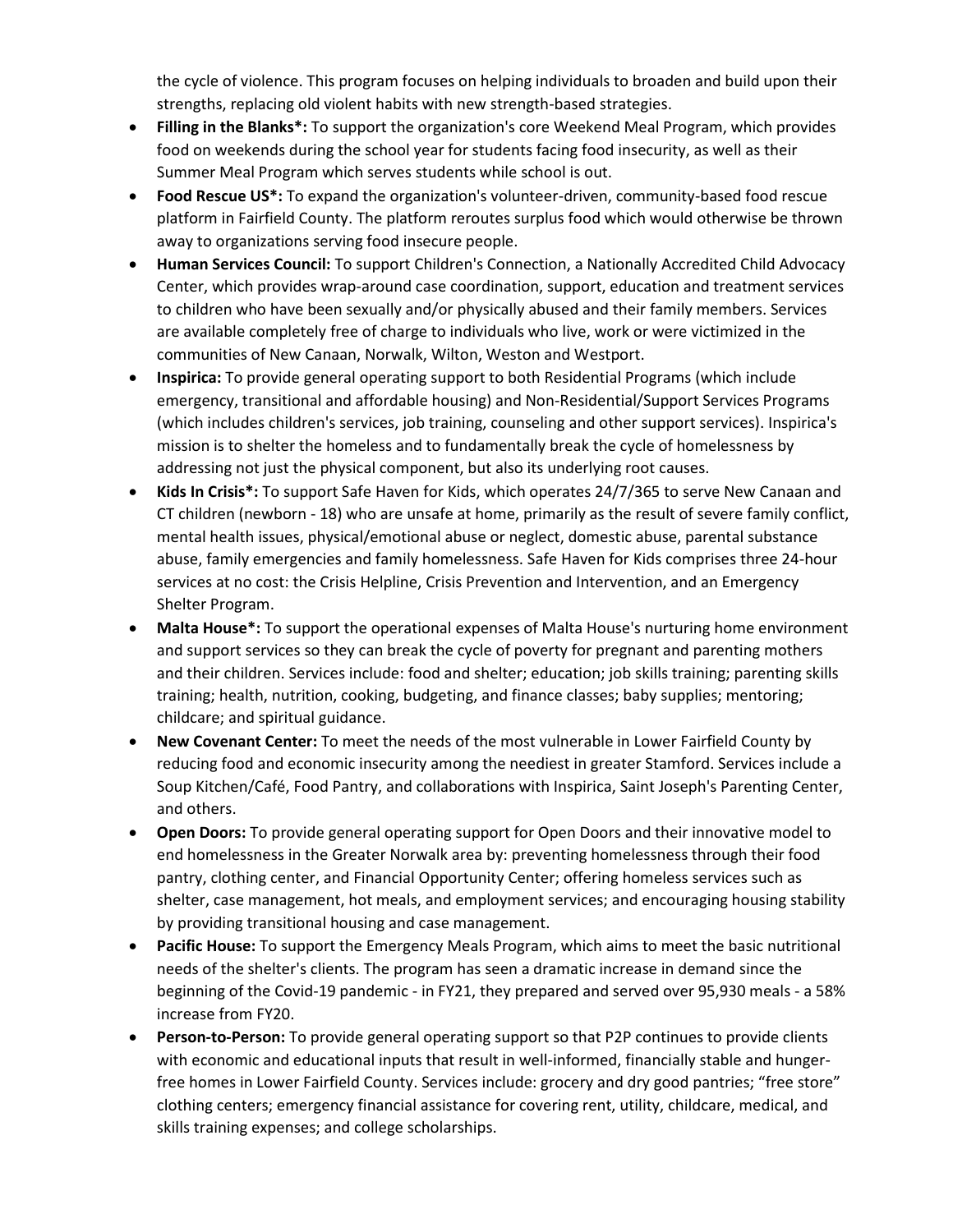the cycle of violence. This program focuses on helping individuals to broaden and build upon their strengths, replacing old violent habits with new strength-based strategies.

- **Filling in the Blanks*:** To support the organization's core Weekend Meal Program, which provides food on weekends during the school year for students facing food insecurity, as well as their Summer Meal Program which serves students while school is out.
- **Food Rescue US*:** To expand the organization's volunteer-driven, community-based food rescue platform in Fairfield County. The platform reroutes surplus food which would otherwise be thrown away to organizations serving food insecure people.
- **Human Services Council:** To support Children's Connection, a Nationally Accredited Child Advocacy Center, which provides wrap-around case coordination, support, education and treatment services to children who have been sexually and/or physically abused and their family members. Services are available completely free of charge to individuals who live, work or were victimized in the communities of New Canaan, Norwalk, Wilton, Weston and Westport.
- **Inspirica:** To provide general operating support to both Residential Programs (which include emergency, transitional and affordable housing) and Non-Residential/Support Services Programs (which includes children's services, job training, counseling and other support services). Inspirica's mission is to shelter the homeless and to fundamentally break the cycle of homelessness by addressing not just the physical component, but also its underlying root causes.
- **Kids In Crisis*:** To support Safe Haven for Kids, which operates 24/7/365 to serve New Canaan and CT children (newborn - 18) who are unsafe at home, primarily as the result of severe family conflict, mental health issues, physical/emotional abuse or neglect, domestic abuse, parental substance abuse, family emergencies and family homelessness. Safe Haven for Kids comprises three 24-hour services at no cost: the Crisis Helpline, Crisis Prevention and Intervention, and an Emergency Shelter Program.
- **Malta House*:** To support the operational expenses of Malta House's nurturing home environment and support services so they can break the cycle of poverty for pregnant and parenting mothers and their children. Services include: food and shelter; education; job skills training; parenting skills training; health, nutrition, cooking, budgeting, and finance classes; baby supplies; mentoring; childcare; and spiritual guidance.
- **New Covenant Center:** To meet the needs of the most vulnerable in Lower Fairfield County by reducing food and economic insecurity among the neediest in greater Stamford. Services include a Soup Kitchen/Café, Food Pantry, and collaborations with Inspirica, Saint Joseph's Parenting Center, and others.
- **Open Doors:** To provide general operating support for Open Doors and their innovative model to end homelessness in the Greater Norwalk area by: preventing homelessness through their food pantry, clothing center, and Financial Opportunity Center; offering homeless services such as shelter, case management, hot meals, and employment services; and encouraging housing stability by providing transitional housing and case management.
- **Pacific House:** To support the Emergency Meals Program, which aims to meet the basic nutritional needs of the shelter's clients. The program has seen a dramatic increase in demand since the beginning of the Covid-19 pandemic - in FY21, they prepared and served over 95,930 meals - a 58% increase from FY20.
- **Person-to-Person:** To provide general operating support so that P2P continues to provide clients with economic and educational inputs that result in well-informed, financially stable and hunger-free homes in Lower Fairfield County. Services include: grocery and dry good pantries; "free store" clothing centers; emergency financial assistance for covering rent, utility, childcare, medical, and skills training expenses; and college scholarships.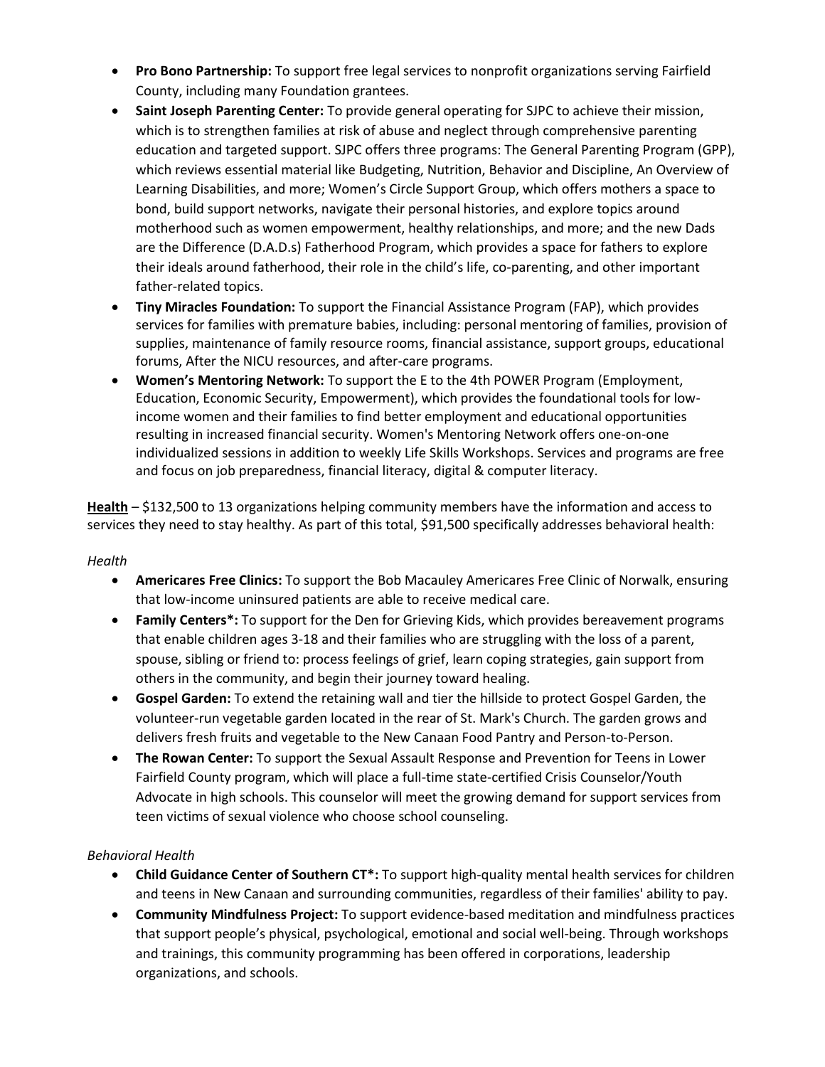- **Pro Bono Partnership:** To support free legal services to nonprofit organizations serving Fairfield County, including many Foundation grantees.
- **Saint Joseph Parenting Center:** To provide general operating for SJPC to achieve their mission, which is to strengthen families at risk of abuse and neglect through comprehensive parenting education and targeted support. SJPC offers three programs: The General Parenting Program (GPP), which reviews essential material like Budgeting, Nutrition, Behavior and Discipline, An Overview of Learning Disabilities, and more; Women's Circle Support Group, which offers mothers a space to bond, build support networks, navigate their personal histories, and explore topics around motherhood such as women empowerment, healthy relationships, and more; and the new Dads are the Difference (D.A.D.s) Fatherhood Program, which provides a space for fathers to explore their ideals around fatherhood, their role in the child's life, co-parenting, and other important father-related topics.
- **Tiny Miracles Foundation:** To support the Financial Assistance Program (FAP), which provides services for families with premature babies, including: personal mentoring of families, provision of supplies, maintenance of family resource rooms, financial assistance, support groups, educational forums, After the NICU resources, and after-care programs.
- **Women's Mentoring Network:** To support the E to the 4th POWER Program (Employment, Education, Economic Security, Empowerment), which provides the foundational tools for low-income women and their families to find better employment and educational opportunities resulting in increased financial security. Women's Mentoring Network offers one-on-one individualized sessions in addition to weekly Life Skills Workshops. Services and programs are free and focus on job preparedness, financial literacy, digital & computer literacy.

**<u>Health</u>** – $132,500 to 13 organizations helping community members have the information and access to services they need to stay healthy. As part of this total, $91,500 specifically addresses behavioral health:

*Health*

- **Americares Free Clinics:** To support the Bob Macauley Americares Free Clinic of Norwalk, ensuring that low-income uninsured patients are able to receive medical care.
- **Family Centers*:** To support for the Den for Grieving Kids, which provides bereavement programs that enable children ages 3-18 and their families who are struggling with the loss of a parent, spouse, sibling or friend to: process feelings of grief, learn coping strategies, gain support from others in the community, and begin their journey toward healing.
- **Gospel Garden:** To extend the retaining wall and tier the hillside to protect Gospel Garden, the volunteer-run vegetable garden located in the rear of St. Mark's Church. The garden grows and delivers fresh fruits and vegetable to the New Canaan Food Pantry and Person-to-Person.
- **The Rowan Center:** To support the Sexual Assault Response and Prevention for Teens in Lower Fairfield County program, which will place a full-time state-certified Crisis Counselor/Youth Advocate in high schools. This counselor will meet the growing demand for support services from teen victims of sexual violence who choose school counseling.

*Behavioral Health*

- **Child Guidance Center of Southern CT*:** To support high-quality mental health services for children and teens in New Canaan and surrounding communities, regardless of their families' ability to pay.
- **Community Mindfulness Project:** To support evidence-based meditation and mindfulness practices that support people's physical, psychological, emotional and social well-being. Through workshops and trainings, this community programming has been offered in corporations, leadership organizations, and schools.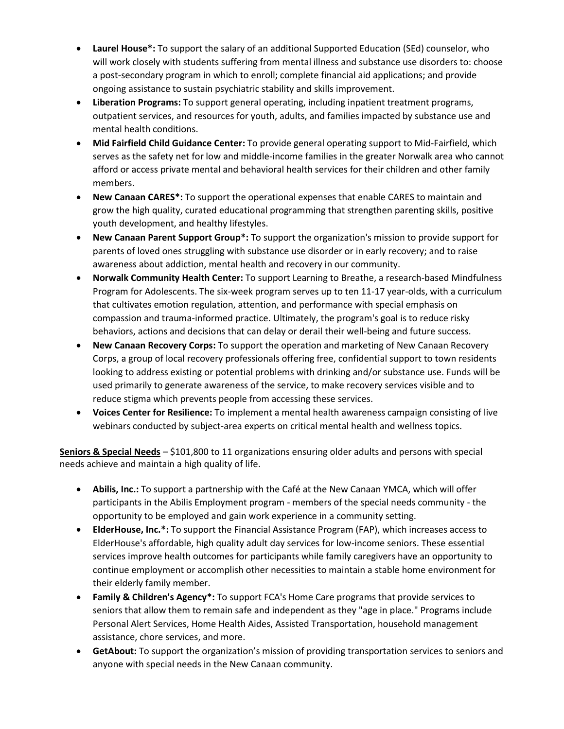- **Laurel House*:** To support the salary of an additional Supported Education (SEd) counselor, who will work closely with students suffering from mental illness and substance use disorders to: choose a post-secondary program in which to enroll; complete financial aid applications; and provide ongoing assistance to sustain psychiatric stability and skills improvement.
- **Liberation Programs:** To support general operating, including inpatient treatment programs, outpatient services, and resources for youth, adults, and families impacted by substance use and mental health conditions.
- **Mid Fairfield Child Guidance Center:** To provide general operating support to Mid-Fairfield, which serves as the safety net for low and middle-income families in the greater Norwalk area who cannot afford or access private mental and behavioral health services for their children and other family members.
- **New Canaan CARES*:** To support the operational expenses that enable CARES to maintain and grow the high quality, curated educational programming that strengthen parenting skills, positive youth development, and healthy lifestyles.
- **New Canaan Parent Support Group*:** To support the organization's mission to provide support for parents of loved ones struggling with substance use disorder or in early recovery; and to raise awareness about addiction, mental health and recovery in our community.
- **Norwalk Community Health Center:** To support Learning to Breathe, a research-based Mindfulness Program for Adolescents. The six-week program serves up to ten 11-17 year-olds, with a curriculum that cultivates emotion regulation, attention, and performance with special emphasis on compassion and trauma-informed practice. Ultimately, the program's goal is to reduce risky behaviors, actions and decisions that can delay or derail their well-being and future success.
- **New Canaan Recovery Corps:** To support the operation and marketing of New Canaan Recovery Corps, a group of local recovery professionals offering free, confidential support to town residents looking to address existing or potential problems with drinking and/or substance use. Funds will be used primarily to generate awareness of the service, to make recovery services visible and to reduce stigma which prevents people from accessing these services.
- **Voices Center for Resilience:** To implement a mental health awareness campaign consisting of live webinars conducted by subject-area experts on critical mental health and wellness topics.

<u>**Seniors & Special Needs**</u> – $101,800 to 11 organizations ensuring older adults and persons with special needs achieve and maintain a high quality of life.

- **Abilis, Inc.:** To support a partnership with the Café at the New Canaan YMCA, which will offer participants in the Abilis Employment program - members of the special needs community - the opportunity to be employed and gain work experience in a community setting.
- **ElderHouse, Inc.*:** To support the Financial Assistance Program (FAP), which increases access to ElderHouse's affordable, high quality adult day services for low-income seniors. These essential services improve health outcomes for participants while family caregivers have an opportunity to continue employment or accomplish other necessities to maintain a stable home environment for their elderly family member.
- **Family & Children's Agency*:** To support FCA's Home Care programs that provide services to seniors that allow them to remain safe and independent as they "age in place." Programs include Personal Alert Services, Home Health Aides, Assisted Transportation, household management assistance, chore services, and more.
- **GetAbout:** To support the organization's mission of providing transportation services to seniors and anyone with special needs in the New Canaan community.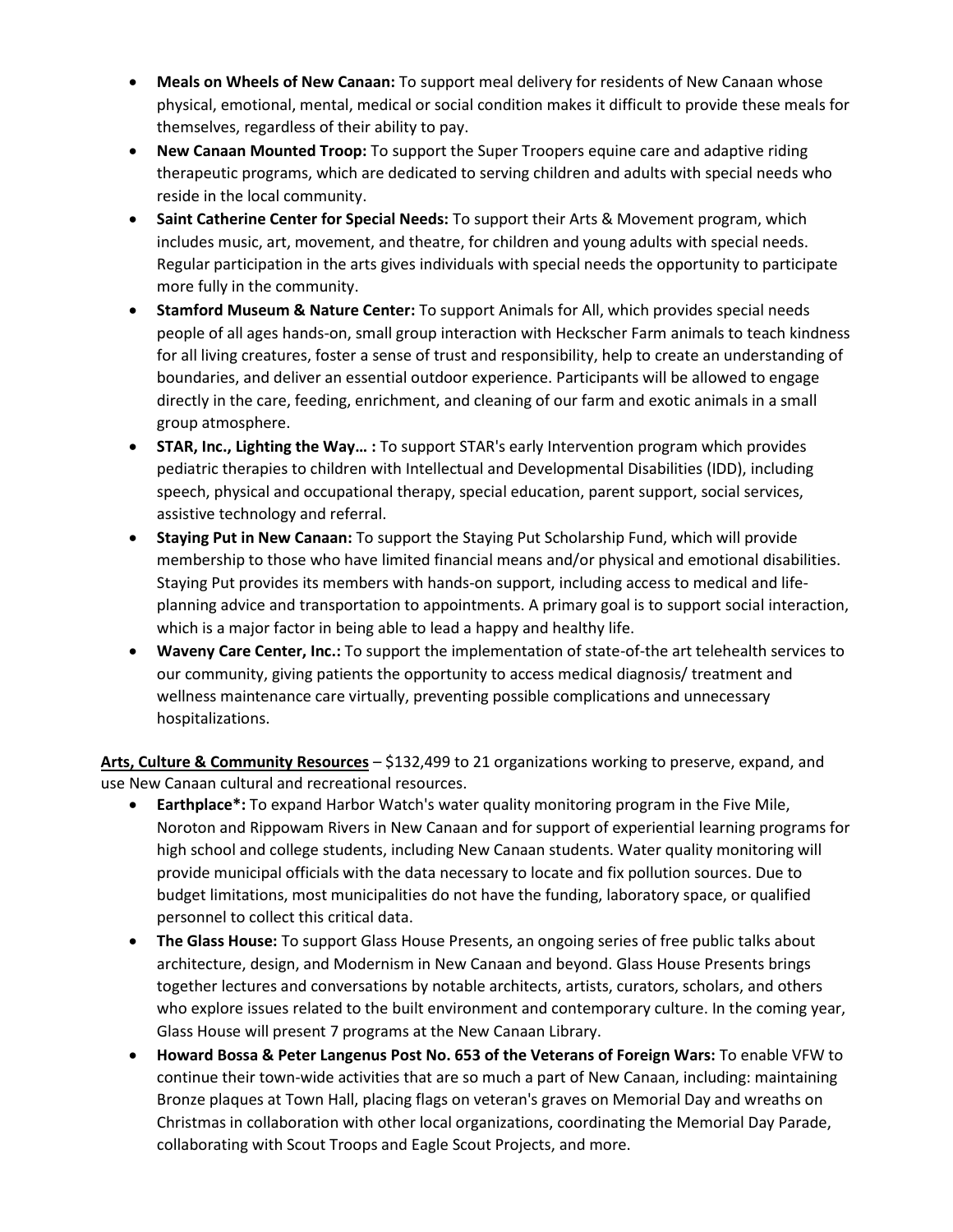- **Meals on Wheels of New Canaan:** To support meal delivery for residents of New Canaan whose physical, emotional, mental, medical or social condition makes it difficult to provide these meals for themselves, regardless of their ability to pay.
- **New Canaan Mounted Troop:** To support the Super Troopers equine care and adaptive riding therapeutic programs, which are dedicated to serving children and adults with special needs who reside in the local community.
- **Saint Catherine Center for Special Needs:** To support their Arts & Movement program, which includes music, art, movement, and theatre, for children and young adults with special needs. Regular participation in the arts gives individuals with special needs the opportunity to participate more fully in the community.
- **Stamford Museum & Nature Center:** To support Animals for All, which provides special needs people of all ages hands-on, small group interaction with Heckscher Farm animals to teach kindness for all living creatures, foster a sense of trust and responsibility, help to create an understanding of boundaries, and deliver an essential outdoor experience. Participants will be allowed to engage directly in the care, feeding, enrichment, and cleaning of our farm and exotic animals in a small group atmosphere.
- **STAR, Inc., Lighting the Way… :** To support STAR's early Intervention program which provides pediatric therapies to children with Intellectual and Developmental Disabilities (IDD), including speech, physical and occupational therapy, special education, parent support, social services, assistive technology and referral.
- **Staying Put in New Canaan:** To support the Staying Put Scholarship Fund, which will provide membership to those who have limited financial means and/or physical and emotional disabilities. Staying Put provides its members with hands-on support, including access to medical and life-planning advice and transportation to appointments. A primary goal is to support social interaction, which is a major factor in being able to lead a happy and healthy life.
- **Waveny Care Center, Inc.:** To support the implementation of state-of-the art telehealth services to our community, giving patients the opportunity to access medical diagnosis/ treatment and wellness maintenance care virtually, preventing possible complications and unnecessary hospitalizations.

**Arts, Culture & Community Resources** – $132,499 to 21 organizations working to preserve, expand, and use New Canaan cultural and recreational resources.

- **Earthplace*:** To expand Harbor Watch's water quality monitoring program in the Five Mile, Noroton and Rippowam Rivers in New Canaan and for support of experiential learning programs for high school and college students, including New Canaan students. Water quality monitoring will provide municipal officials with the data necessary to locate and fix pollution sources. Due to budget limitations, most municipalities do not have the funding, laboratory space, or qualified personnel to collect this critical data.
- **The Glass House:** To support Glass House Presents, an ongoing series of free public talks about architecture, design, and Modernism in New Canaan and beyond. Glass House Presents brings together lectures and conversations by notable architects, artists, curators, scholars, and others who explore issues related to the built environment and contemporary culture. In the coming year, Glass House will present 7 programs at the New Canaan Library.
- **Howard Bossa & Peter Langenus Post No. 653 of the Veterans of Foreign Wars:** To enable VFW to continue their town-wide activities that are so much a part of New Canaan, including: maintaining Bronze plaques at Town Hall, placing flags on veteran's graves on Memorial Day and wreaths on Christmas in collaboration with other local organizations, coordinating the Memorial Day Parade, collaborating with Scout Troops and Eagle Scout Projects, and more.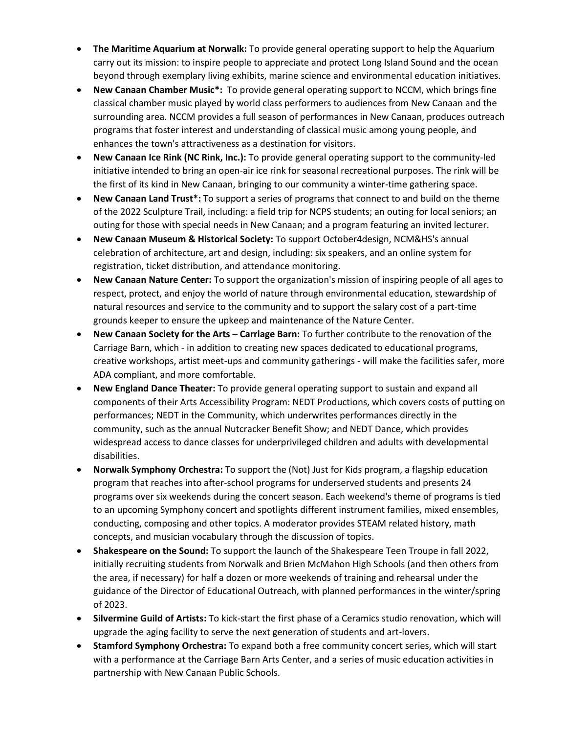- **The Maritime Aquarium at Norwalk:** To provide general operating support to help the Aquarium carry out its mission: to inspire people to appreciate and protect Long Island Sound and the ocean beyond through exemplary living exhibits, marine science and environmental education initiatives.
- **New Canaan Chamber Music*:** To provide general operating support to NCCM, which brings fine classical chamber music played by world class performers to audiences from New Canaan and the surrounding area. NCCM provides a full season of performances in New Canaan, produces outreach programs that foster interest and understanding of classical music among young people, and enhances the town's attractiveness as a destination for visitors.
- **New Canaan Ice Rink (NC Rink, Inc.):** To provide general operating support to the community-led initiative intended to bring an open-air ice rink for seasonal recreational purposes. The rink will be the first of its kind in New Canaan, bringing to our community a winter-time gathering space.
- **New Canaan Land Trust*:** To support a series of programs that connect to and build on the theme of the 2022 Sculpture Trail, including: a field trip for NCPS students; an outing for local seniors; an outing for those with special needs in New Canaan; and a program featuring an invited lecturer.
- **New Canaan Museum & Historical Society:** To support October4design, NCM&HS's annual celebration of architecture, art and design, including: six speakers, and an online system for registration, ticket distribution, and attendance monitoring.
- **New Canaan Nature Center:** To support the organization's mission of inspiring people of all ages to respect, protect, and enjoy the world of nature through environmental education, stewardship of natural resources and service to the community and to support the salary cost of a part-time grounds keeper to ensure the upkeep and maintenance of the Nature Center.
- **New Canaan Society for the Arts – Carriage Barn:** To further contribute to the renovation of the Carriage Barn, which - in addition to creating new spaces dedicated to educational programs, creative workshops, artist meet-ups and community gatherings - will make the facilities safer, more ADA compliant, and more comfortable.
- **New England Dance Theater:** To provide general operating support to sustain and expand all components of their Arts Accessibility Program: NEDT Productions, which covers costs of putting on performances; NEDT in the Community, which underwrites performances directly in the community, such as the annual Nutcracker Benefit Show; and NEDT Dance, which provides widespread access to dance classes for underprivileged children and adults with developmental disabilities.
- **Norwalk Symphony Orchestra:** To support the (Not) Just for Kids program, a flagship education program that reaches into after-school programs for underserved students and presents 24 programs over six weekends during the concert season. Each weekend's theme of programs is tied to an upcoming Symphony concert and spotlights different instrument families, mixed ensembles, conducting, composing and other topics. A moderator provides STEAM related history, math concepts, and musician vocabulary through the discussion of topics.
- **Shakespeare on the Sound:** To support the launch of the Shakespeare Teen Troupe in fall 2022, initially recruiting students from Norwalk and Brien McMahon High Schools (and then others from the area, if necessary) for half a dozen or more weekends of training and rehearsal under the guidance of the Director of Educational Outreach, with planned performances in the winter/spring of 2023.
- **Silvermine Guild of Artists:** To kick-start the first phase of a Ceramics studio renovation, which will upgrade the aging facility to serve the next generation of students and art-lovers.
- **Stamford Symphony Orchestra:** To expand both a free community concert series, which will start with a performance at the Carriage Barn Arts Center, and a series of music education activities in partnership with New Canaan Public Schools.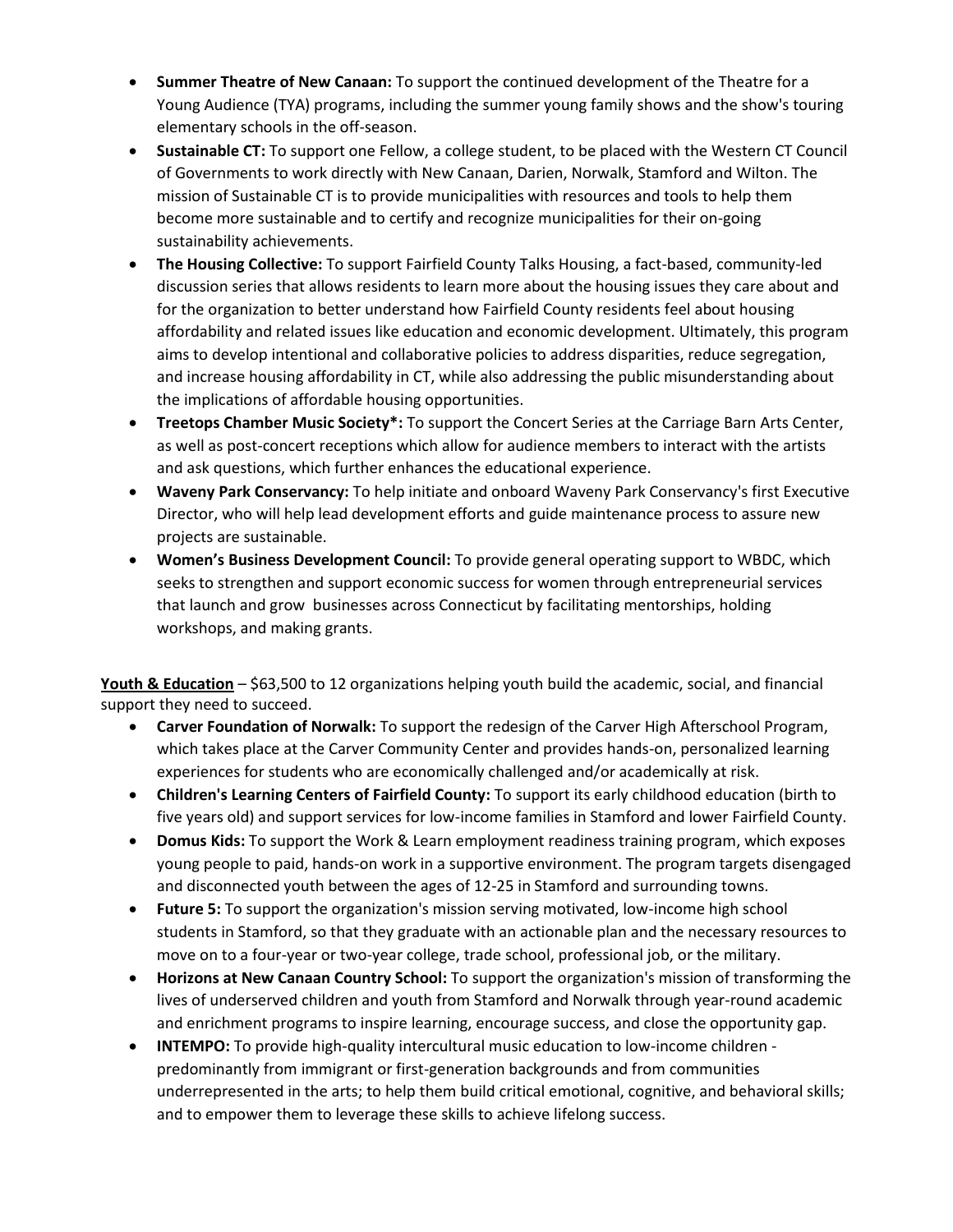- **Summer Theatre of New Canaan:** To support the continued development of the Theatre for a Young Audience (TYA) programs, including the summer young family shows and the show's touring elementary schools in the off-season.
- **Sustainable CT:** To support one Fellow, a college student, to be placed with the Western CT Council of Governments to work directly with New Canaan, Darien, Norwalk, Stamford and Wilton. The mission of Sustainable CT is to provide municipalities with resources and tools to help them become more sustainable and to certify and recognize municipalities for their on-going sustainability achievements.
- **The Housing Collective:** To support Fairfield County Talks Housing, a fact-based, community-led discussion series that allows residents to learn more about the housing issues they care about and for the organization to better understand how Fairfield County residents feel about housing affordability and related issues like education and economic development. Ultimately, this program aims to develop intentional and collaborative policies to address disparities, reduce segregation, and increase housing affordability in CT, while also addressing the public misunderstanding about the implications of affordable housing opportunities.
- **Treetops Chamber Music Society*:** To support the Concert Series at the Carriage Barn Arts Center, as well as post-concert receptions which allow for audience members to interact with the artists and ask questions, which further enhances the educational experience.
- **Waveny Park Conservancy:** To help initiate and onboard Waveny Park Conservancy's first Executive Director, who will help lead development efforts and guide maintenance process to assure new projects are sustainable.
- **Women's Business Development Council:** To provide general operating support to WBDC, which seeks to strengthen and support economic success for women through entrepreneurial services that launch and grow businesses across Connecticut by facilitating mentorships, holding workshops, and making grants.

**Youth & Education** – $63,500 to 12 organizations helping youth build the academic, social, and financial support they need to succeed.

- **Carver Foundation of Norwalk:** To support the redesign of the Carver High Afterschool Program, which takes place at the Carver Community Center and provides hands-on, personalized learning experiences for students who are economically challenged and/or academically at risk.
- **Children's Learning Centers of Fairfield County:** To support its early childhood education (birth to five years old) and support services for low-income families in Stamford and lower Fairfield County.
- **Domus Kids:** To support the Work & Learn employment readiness training program, which exposes young people to paid, hands-on work in a supportive environment. The program targets disengaged and disconnected youth between the ages of 12-25 in Stamford and surrounding towns.
- **Future 5:** To support the organization's mission serving motivated, low-income high school students in Stamford, so that they graduate with an actionable plan and the necessary resources to move on to a four-year or two-year college, trade school, professional job, or the military.
- **Horizons at New Canaan Country School:** To support the organization's mission of transforming the lives of underserved children and youth from Stamford and Norwalk through year-round academic and enrichment programs to inspire learning, encourage success, and close the opportunity gap.
- **INTEMPO:** To provide high-quality intercultural music education to low-income children - predominantly from immigrant or first-generation backgrounds and from communities underrepresented in the arts; to help them build critical emotional, cognitive, and behavioral skills; and to empower them to leverage these skills to achieve lifelong success.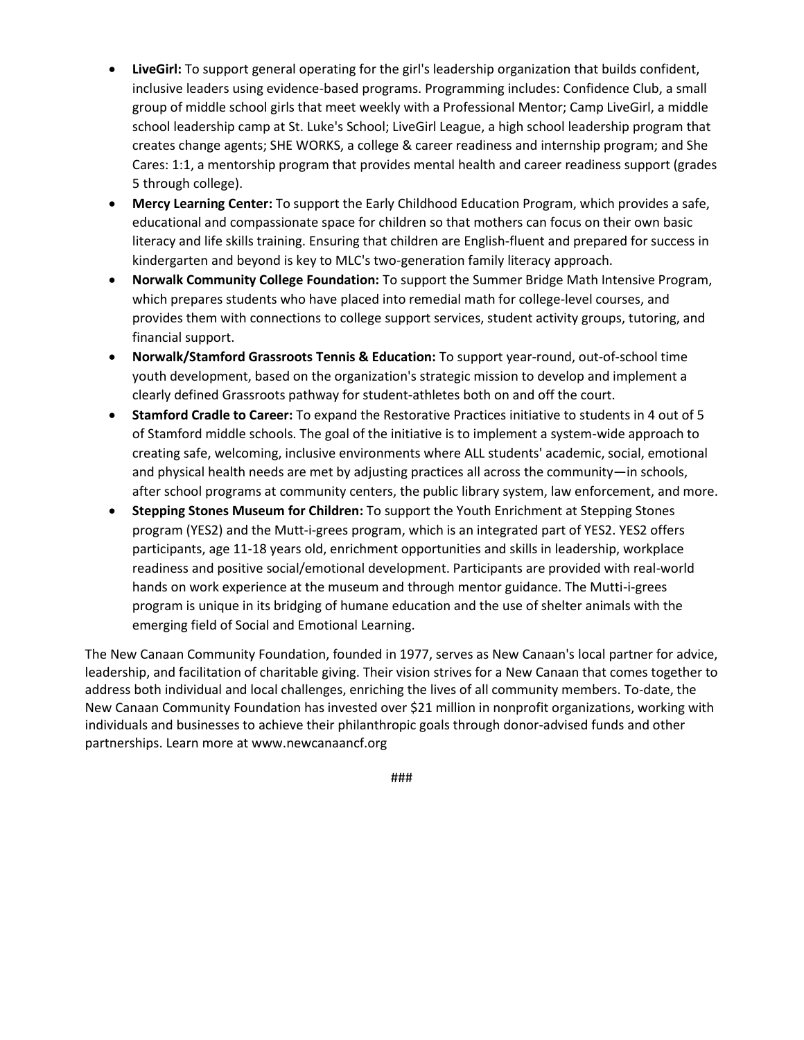- **LiveGirl:** To support general operating for the girl's leadership organization that builds confident, inclusive leaders using evidence-based programs. Programming includes: Confidence Club, a small group of middle school girls that meet weekly with a Professional Mentor; Camp LiveGirl, a middle school leadership camp at St. Luke's School; LiveGirl League, a high school leadership program that creates change agents; SHE WORKS, a college & career readiness and internship program; and She Cares: 1:1, a mentorship program that provides mental health and career readiness support (grades 5 through college).
- **Mercy Learning Center:** To support the Early Childhood Education Program, which provides a safe, educational and compassionate space for children so that mothers can focus on their own basic literacy and life skills training. Ensuring that children are English-fluent and prepared for success in kindergarten and beyond is key to MLC's two-generation family literacy approach.
- **Norwalk Community College Foundation:** To support the Summer Bridge Math Intensive Program, which prepares students who have placed into remedial math for college-level courses, and provides them with connections to college support services, student activity groups, tutoring, and financial support.
- **Norwalk/Stamford Grassroots Tennis & Education:** To support year-round, out-of-school time youth development, based on the organization's strategic mission to develop and implement a clearly defined Grassroots pathway for student-athletes both on and off the court.
- **Stamford Cradle to Career:** To expand the Restorative Practices initiative to students in 4 out of 5 of Stamford middle schools. The goal of the initiative is to implement a system-wide approach to creating safe, welcoming, inclusive environments where ALL students' academic, social, emotional and physical health needs are met by adjusting practices all across the community—in schools, after school programs at community centers, the public library system, law enforcement, and more.
- **Stepping Stones Museum for Children:** To support the Youth Enrichment at Stepping Stones program (YES2) and the Mutt-i-grees program, which is an integrated part of YES2. YES2 offers participants, age 11-18 years old, enrichment opportunities and skills in leadership, workplace readiness and positive social/emotional development. Participants are provided with real-world hands on work experience at the museum and through mentor guidance. The Mutti-i-grees program is unique in its bridging of humane education and the use of shelter animals with the emerging field of Social and Emotional Learning.

The New Canaan Community Foundation, founded in 1977, serves as New Canaan's local partner for advice, leadership, and facilitation of charitable giving. Their vision strives for a New Canaan that comes together to address both individual and local challenges, enriching the lives of all community members. To-date, the New Canaan Community Foundation has invested over $21 million in nonprofit organizations, working with individuals and businesses to achieve their philanthropic goals through donor-advised funds and other partnerships. Learn more at www.newcanaancf.org

###